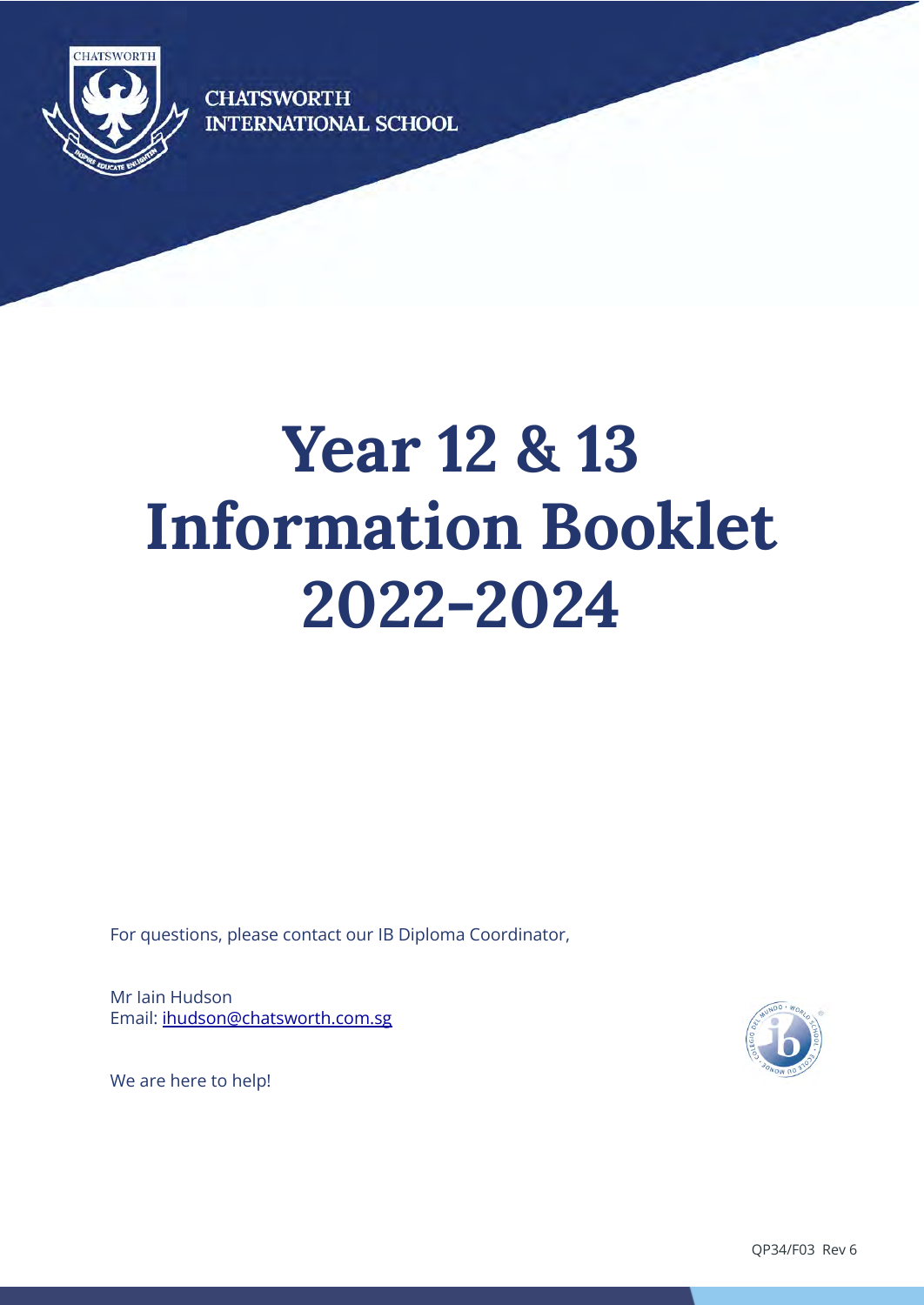CHATSWORTH
INTERNATIONAL SCHOOL

# Year 12 & 13 Information Booklet 2022-2024

For questions, please contact our IB Diploma Coordinator,

Mr Iain Hudson
Email: ihudson@chatsworth.com.sg

We are here to help!

QP34/F03 Rev 6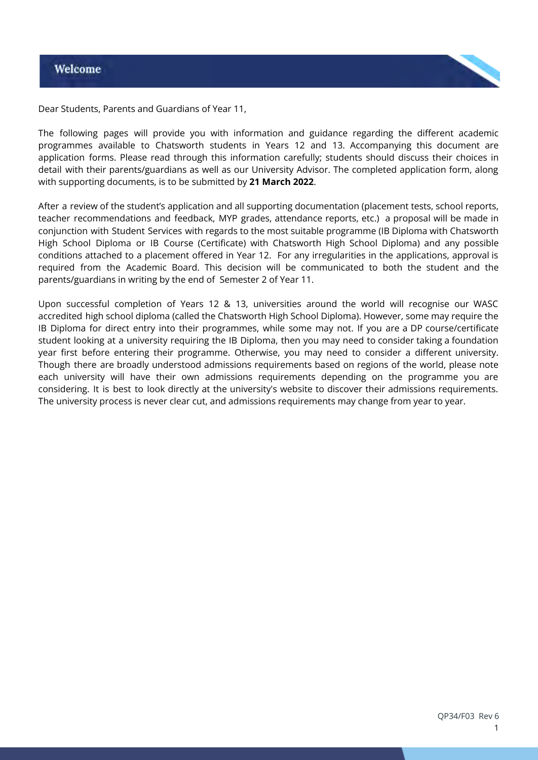# Welcome

Dear Students, Parents and Guardians of Year 11,

The following pages will provide you with information and guidance regarding the different academic programmes available to Chatsworth students in Years 12 and 13. Accompanying this document are application forms. Please read through this information carefully; students should discuss their choices in detail with their parents/guardians as well as our University Advisor. The completed application form, along with supporting documents, is to be submitted by **21 March 2022**.

After a review of the student's application and all supporting documentation (placement tests, school reports, teacher recommendations and feedback, MYP grades, attendance reports, etc.) a proposal will be made in conjunction with Student Services with regards to the most suitable programme (IB Diploma with Chatsworth High School Diploma or IB Course (Certificate) with Chatsworth High School Diploma) and any possible conditions attached to a placement offered in Year 12. For any irregularities in the applications, approval is required from the Academic Board. This decision will be communicated to both the student and the parents/guardians in writing by the end of Semester 2 of Year 11.

Upon successful completion of Years 12 & 13, universities around the world will recognise our WASC accredited high school diploma (called the Chatsworth High School Diploma). However, some may require the IB Diploma for direct entry into their programmes, while some may not. If you are a DP course/certificate student looking at a university requiring the IB Diploma, then you may need to consider taking a foundation year first before entering their programme. Otherwise, you may need to consider a different university. Though there are broadly understood admissions requirements based on regions of the world, please note each university will have their own admissions requirements depending on the programme you are considering. It is best to look directly at the university's website to discover their admissions requirements. The university process is never clear cut, and admissions requirements may change from year to year.

QP34/F03 Rev 6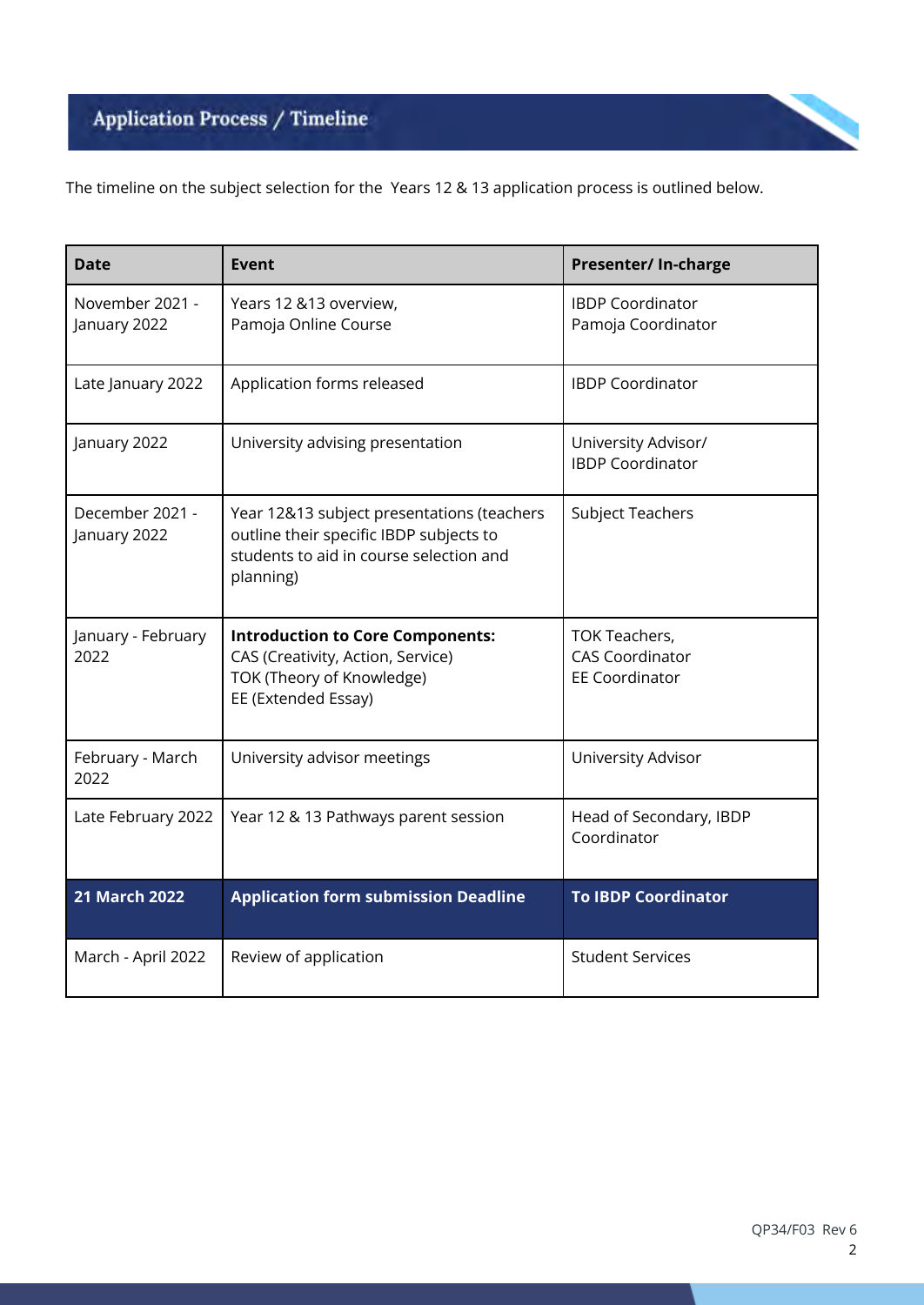## Application Process / Timeline

The timeline on the subject selection for the Years 12 & 13 application process is outlined below.

| Date | Event | Presenter/ In-charge |
|---|---|---|
| November 2021 - January 2022 | Years 12 &13 overview,<br>Pamoja Online Course | IBDP Coordinator<br>Pamoja Coordinator |
| Late January 2022 | Application forms released | IBDP Coordinator |
| January 2022 | University advising presentation | University Advisor/<br>IBDP Coordinator |
| December 2021 - January 2022 | Year 12&13 subject presentations (teachers outline their specific IBDP subjects to students to aid in course selection and planning) | Subject Teachers |
| January - February 2022 | **Introduction to Core Components:**<br>CAS (Creativity, Action, Service)<br>TOK (Theory of Knowledge)<br>EE (Extended Essay) | TOK Teachers,<br>CAS Coordinator<br>EE Coordinator |
| February - March 2022 | University advisor meetings | University Advisor |
| Late February 2022 | Year 12 & 13 Pathways parent session | Head of Secondary, IBDP Coordinator |
| **21 March 2022** | **Application form submission Deadline** | **To IBDP Coordinator** |
| March - April 2022 | Review of application | Student Services |

QP34/F03 Rev 6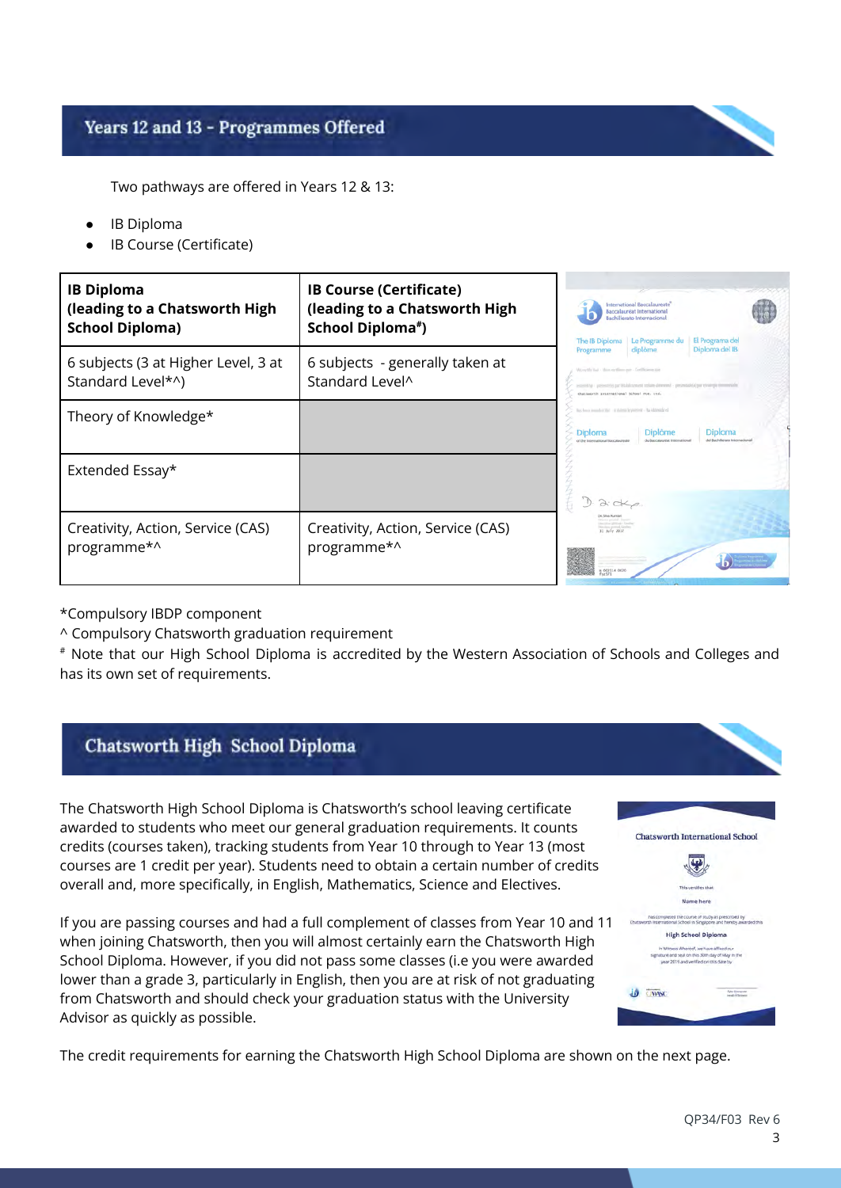## Years 12 and 13 - Programmes Offered

Two pathways are offered in Years 12 & 13:

- IB Diploma
- IB Course (Certificate)

| IB Diploma (leading to a Chatsworth High School Diploma) | IB Course (Certificate) (leading to a Chatsworth High School Diploma#) |
|---|---|
| 6 subjects (3 at Higher Level, 3 at Standard Level*^) | 6 subjects - generally taken at Standard Level^ |
| Theory of Knowledge* | |
| Extended Essay* | |
| Creativity, Action, Service (CAS) programme*^ | Creativity, Action, Service (CAS) programme*^ |

*Compulsory IBDP component

^ Compulsory Chatsworth graduation requirement

# Note that our High School Diploma is accredited by the Western Association of Schools and Colleges and has its own set of requirements.

## Chatsworth High School Diploma

The Chatsworth High School Diploma is Chatsworth's school leaving certificate awarded to students who meet our general graduation requirements. It counts credits (courses taken), tracking students from Year 10 through to Year 13 (most courses are 1 credit per year). Students need to obtain a certain number of credits overall and, more specifically, in English, Mathematics, Science and Electives.

If you are passing courses and had a full complement of classes from Year 10 and 11 when joining Chatsworth, then you will almost certainly earn the Chatsworth High School Diploma. However, if you did not pass some classes (i.e you were awarded lower than a grade 3, particularly in English, then you are at risk of not graduating from Chatsworth and should check your graduation status with the University Advisor as quickly as possible.

The credit requirements for earning the Chatsworth High School Diploma are shown on the next page.

QP34/F03 Rev 6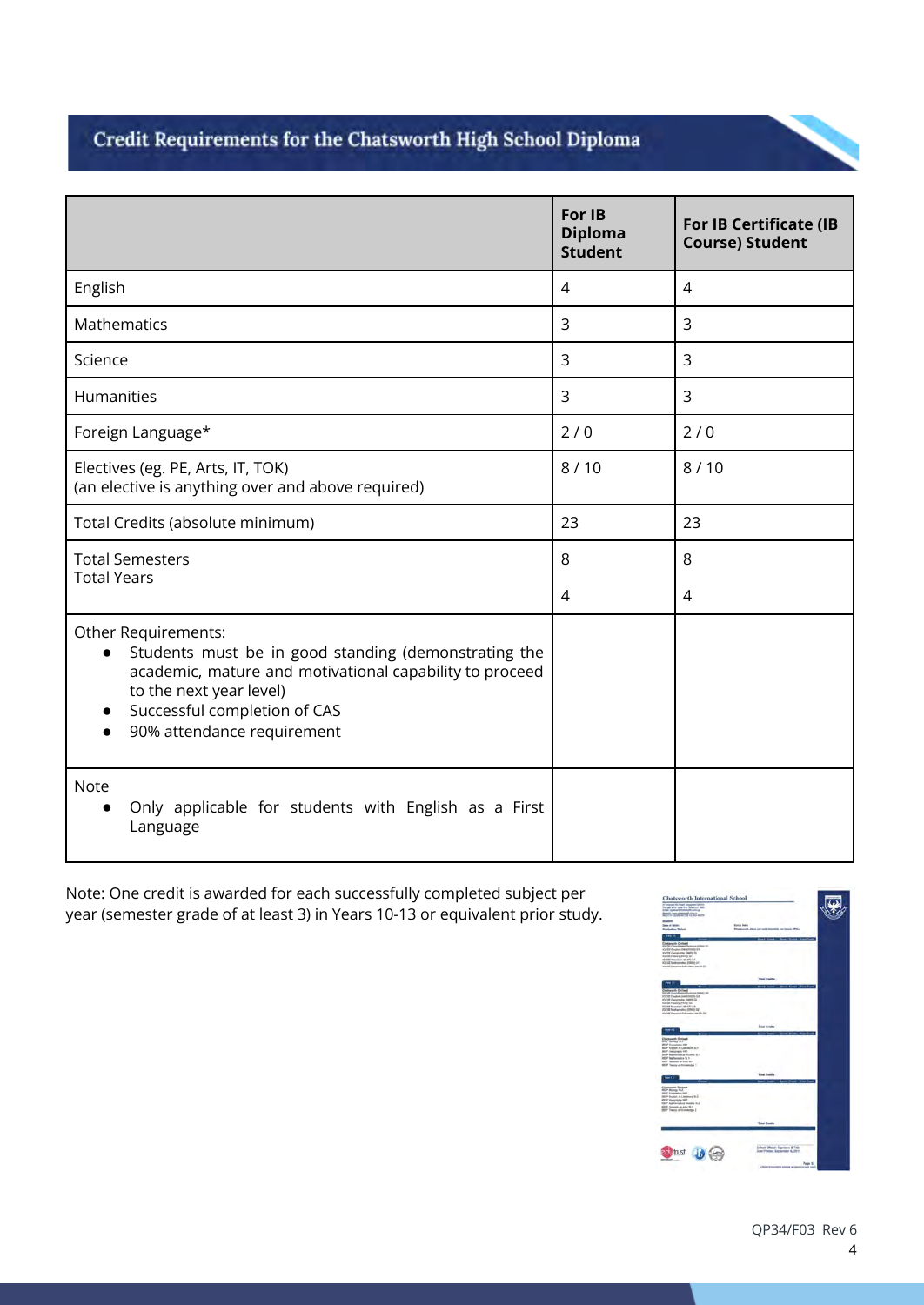## Credit Requirements for the Chatsworth High School Diploma

| | For IB Diploma Student | For IB Certificate (IB Course) Student |
|---|---|---|
| English | 4 | 4 |
| Mathematics | 3 | 3 |
| Science | 3 | 3 |
| Humanities | 3 | 3 |
| Foreign Language* | 2 / 0 | 2 / 0 |
| Electives (eg. PE, Arts, IT, TOK) (an elective is anything over and above required) | 8 / 10 | 8 / 10 |
| Total Credits (absolute minimum) | 23 | 23 |
| Total Semesters<br>Total Years | 8<br>4 | 8<br>4 |
| Other Requirements:<br>• Students must be in good standing (demonstrating the academic, mature and motivational capability to proceed to the next year level)<br>• Successful completion of CAS<br>• 90% attendance requirement | | |
| Note<br>• Only applicable for students with English as a First Language | | |

Note: One credit is awarded for each successfully completed subject per year (semester grade of at least 3) in Years 10-13 or equivalent prior study.

QP34/F03 Rev 6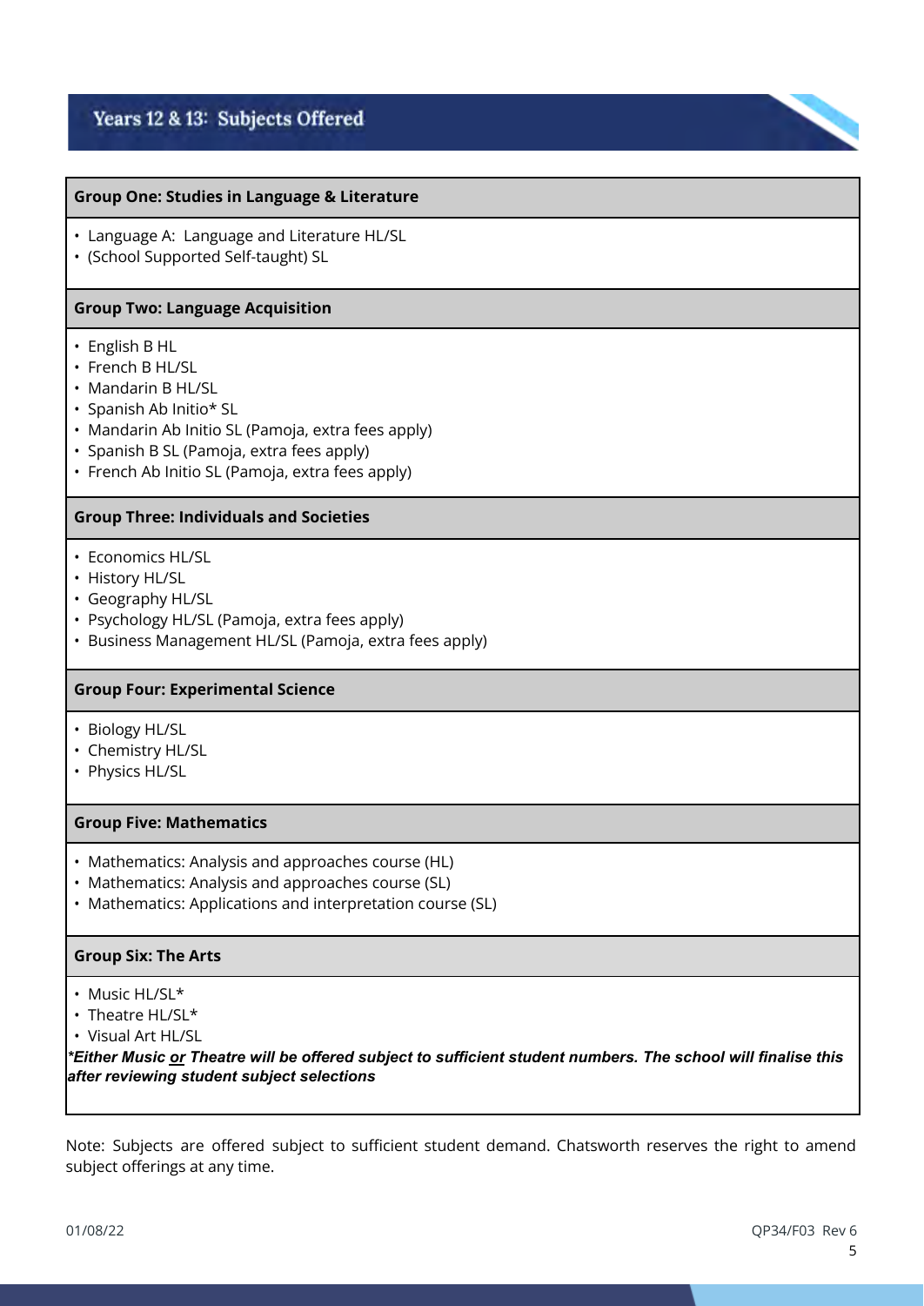# Years 12 & 13: Subjects Offered

**Group One: Studies in Language & Literature**

- Language A: Language and Literature HL/SL
- (School Supported Self-taught) SL

**Group Two: Language Acquisition**

- English B HL
- French B HL/SL
- Mandarin B HL/SL
- Spanish Ab Initio* SL
- Mandarin Ab Initio SL (Pamoja, extra fees apply)
- Spanish B SL (Pamoja, extra fees apply)
- French Ab Initio SL (Pamoja, extra fees apply)

**Group Three: Individuals and Societies**

- Economics HL/SL
- History HL/SL
- Geography HL/SL
- Psychology HL/SL (Pamoja, extra fees apply)
- Business Management HL/SL (Pamoja, extra fees apply)

**Group Four: Experimental Science**

- Biology HL/SL
- Chemistry HL/SL
- Physics HL/SL

**Group Five: Mathematics**

- Mathematics: Analysis and approaches course (HL)
- Mathematics: Analysis and approaches course (SL)
- Mathematics: Applications and interpretation course (SL)

**Group Six: The Arts**

- Music HL/SL*
- Theatre HL/SL*
- Visual Art HL/SL

***Either Music or Theatre will be offered subject to sufficient student numbers. The school will finalise this after reviewing student subject selections***

Note: Subjects are offered subject to sufficient student demand. Chatsworth reserves the right to amend subject offerings at any time.

01/08/22 QP34/F03 Rev 6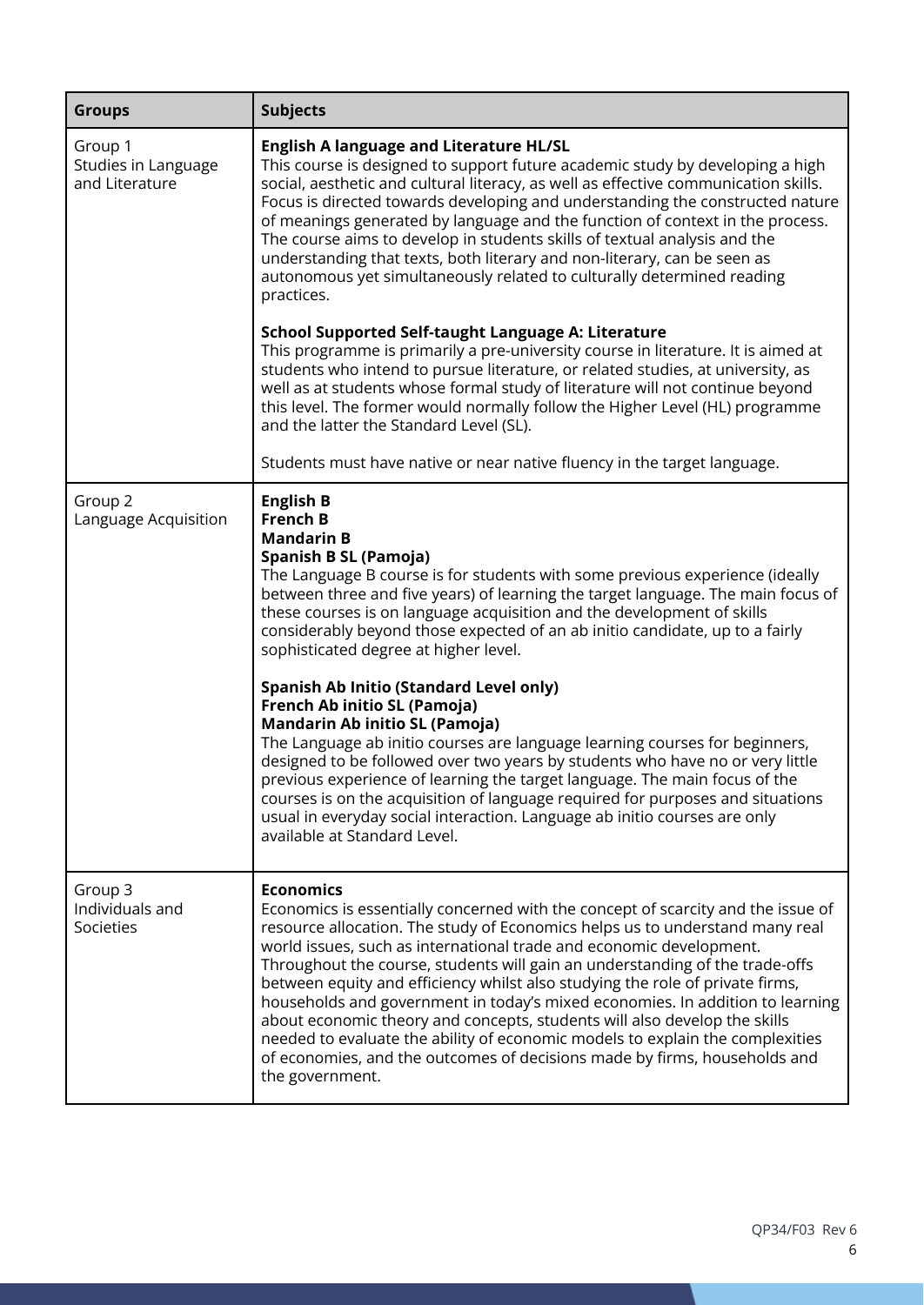| Groups | Subjects |
|---|---|
| Group 1<br>Studies in Language and Literature | **English A language and Literature HL/SL**<br>This course is designed to support future academic study by developing a high social, aesthetic and cultural literacy, as well as effective communication skills. Focus is directed towards developing and understanding the constructed nature of meanings generated by language and the function of context in the process. The course aims to develop in students skills of textual analysis and the understanding that texts, both literary and non-literary, can be seen as autonomous yet simultaneously related to culturally determined reading practices.<br><br>**School Supported Self-taught Language A: Literature**<br>This programme is primarily a pre-university course in literature. It is aimed at students who intend to pursue literature, or related studies, at university, as well as at students whose formal study of literature will not continue beyond this level. The former would normally follow the Higher Level (HL) programme and the latter the Standard Level (SL).<br><br>Students must have native or near native fluency in the target language. |
| Group 2<br>Language Acquisition | **English B**<br>**French B**<br>**Mandarin B**<br>**Spanish B SL (Pamoja)**<br>The Language B course is for students with some previous experience (ideally between three and five years) of learning the target language. The main focus of these courses is on language acquisition and the development of skills considerably beyond those expected of an ab initio candidate, up to a fairly sophisticated degree at higher level.<br><br>**Spanish Ab Initio (Standard Level only)**<br>**French Ab initio SL (Pamoja)**<br>**Mandarin Ab initio SL (Pamoja)**<br>The Language ab initio courses are language learning courses for beginners, designed to be followed over two years by students who have no or very little previous experience of learning the target language. The main focus of the courses is on the acquisition of language required for purposes and situations usual in everyday social interaction. Language ab initio courses are only available at Standard Level. |
| Group 3<br>Individuals and Societies | **Economics**<br>Economics is essentially concerned with the concept of scarcity and the issue of resource allocation. The study of Economics helps us to understand many real world issues, such as international trade and economic development. Throughout the course, students will gain an understanding of the trade-offs between equity and efficiency whilst also studying the role of private firms, households and government in today's mixed economies. In addition to learning about economic theory and concepts, students will also develop the skills needed to evaluate the ability of economic models to explain the complexities of economies, and the outcomes of decisions made by firms, households and the government. |

QP34/F03 Rev 6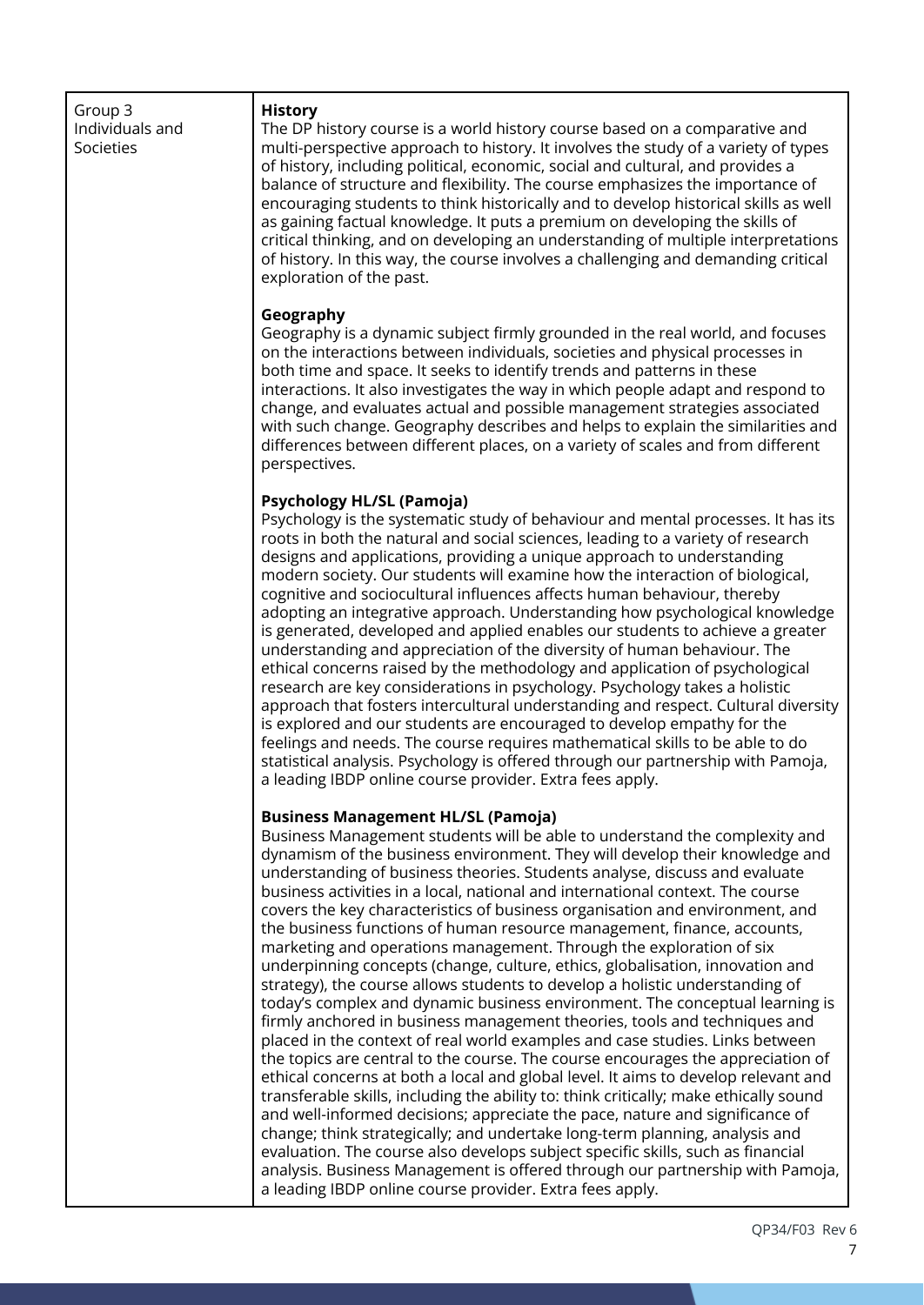| Group 3 Individuals and Societies | **History**<br>The DP history course is a world history course based on a comparative and multi-perspective approach to history. It involves the study of a variety of types of history, including political, economic, social and cultural, and provides a balance of structure and flexibility. The course emphasizes the importance of encouraging students to think historically and to develop historical skills as well as gaining factual knowledge. It puts a premium on developing the skills of critical thinking, and on developing an understanding of multiple interpretations of history. In this way, the course involves a challenging and demanding critical exploration of the past.<br><br>**Geography**<br>Geography is a dynamic subject firmly grounded in the real world, and focuses on the interactions between individuals, societies and physical processes in both time and space. It seeks to identify trends and patterns in these interactions. It also investigates the way in which people adapt and respond to change, and evaluates actual and possible management strategies associated with such change. Geography describes and helps to explain the similarities and differences between different places, on a variety of scales and from different perspectives.<br><br>**Psychology HL/SL (Pamoja)**<br>Psychology is the systematic study of behaviour and mental processes. It has its roots in both the natural and social sciences, leading to a variety of research designs and applications, providing a unique approach to understanding modern society. Our students will examine how the interaction of biological, cognitive and sociocultural influences affects human behaviour, thereby adopting an integrative approach. Understanding how psychological knowledge is generated, developed and applied enables our students to achieve a greater understanding and appreciation of the diversity of human behaviour. The ethical concerns raised by the methodology and application of psychological research are key considerations in psychology. Psychology takes a holistic approach that fosters intercultural understanding and respect. Cultural diversity is explored and our students are encouraged to develop empathy for the feelings and needs. The course requires mathematical skills to be able to do statistical analysis. Psychology is offered through our partnership with Pamoja, a leading IBDP online course provider. Extra fees apply.<br><br>**Business Management HL/SL (Pamoja)**<br>Business Management students will be able to understand the complexity and dynamism of the business environment. They will develop their knowledge and understanding of business theories. Students analyse, discuss and evaluate business activities in a local, national and international context. The course covers the key characteristics of business organisation and environment, and the business functions of human resource management, finance, accounts, marketing and operations management. Through the exploration of six underpinning concepts (change, culture, ethics, globalisation, innovation and strategy), the course allows students to develop a holistic understanding of today's complex and dynamic business environment. The conceptual learning is firmly anchored in business management theories, tools and techniques and placed in the context of real world examples and case studies. Links between the topics are central to the course. The course encourages the appreciation of ethical concerns at both a local and global level. It aims to develop relevant and transferable skills, including the ability to: think critically; make ethically sound and well-informed decisions; appreciate the pace, nature and significance of change; think strategically; and undertake long-term planning, analysis and evaluation. The course also develops subject specific skills, such as financial analysis. Business Management is offered through our partnership with Pamoja, a leading IBDP online course provider. Extra fees apply. |
|---|---|

QP34/F03 Rev 6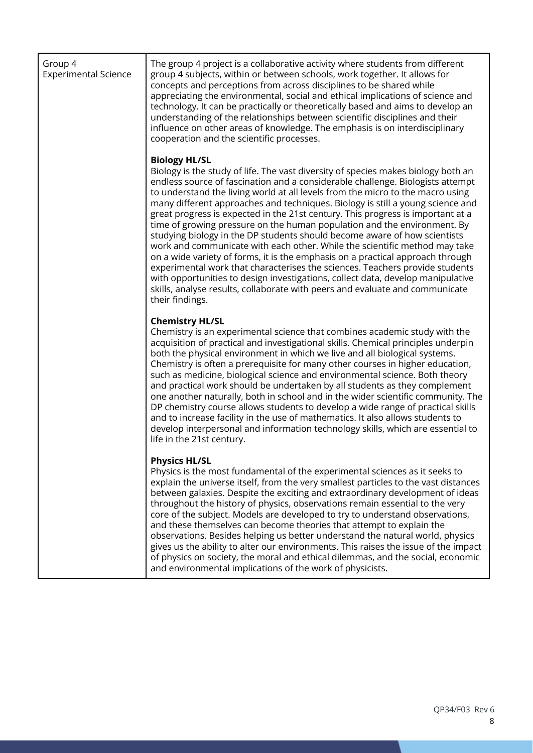| Group 4 Experimental Science | The group 4 project is a collaborative activity where students from different group 4 subjects, within or between schools, work together. It allows for concepts and perceptions from across disciplines to be shared while appreciating the environmental, social and ethical implications of science and technology. It can be practically or theoretically based and aims to develop an understanding of the relationships between scientific disciplines and their influence on other areas of knowledge. The emphasis is on interdisciplinary cooperation and the scientific processes.<br><br>**Biology HL/SL**<br>Biology is the study of life. The vast diversity of species makes biology both an endless source of fascination and a considerable challenge. Biologists attempt to understand the living world at all levels from the micro to the macro using many different approaches and techniques. Biology is still a young science and great progress is expected in the 21st century. This progress is important at a time of growing pressure on the human population and the environment. By studying biology in the DP students should become aware of how scientists work and communicate with each other. While the scientific method may take on a wide variety of forms, it is the emphasis on a practical approach through experimental work that characterises the sciences. Teachers provide students with opportunities to design investigations, collect data, develop manipulative skills, analyse results, collaborate with peers and evaluate and communicate their findings.<br><br>**Chemistry HL/SL**<br>Chemistry is an experimental science that combines academic study with the acquisition of practical and investigational skills. Chemical principles underpin both the physical environment in which we live and all biological systems. Chemistry is often a prerequisite for many other courses in higher education, such as medicine, biological science and environmental science. Both theory and practical work should be undertaken by all students as they complement one another naturally, both in school and in the wider scientific community. The DP chemistry course allows students to develop a wide range of practical skills and to increase facility in the use of mathematics. It also allows students to develop interpersonal and information technology skills, which are essential to life in the 21st century.<br><br>**Physics HL/SL**<br>Physics is the most fundamental of the experimental sciences as it seeks to explain the universe itself, from the very smallest particles to the vast distances between galaxies. Despite the exciting and extraordinary development of ideas throughout the history of physics, observations remain essential to the very core of the subject. Models are developed to try to understand observations, and these themselves can become theories that attempt to explain the observations. Besides helping us better understand the natural world, physics gives us the ability to alter our environments. This raises the issue of the impact of physics on society, the moral and ethical dilemmas, and the social, economic and environmental implications of the work of physicists. |
|---|---|

QP34/F03 Rev 6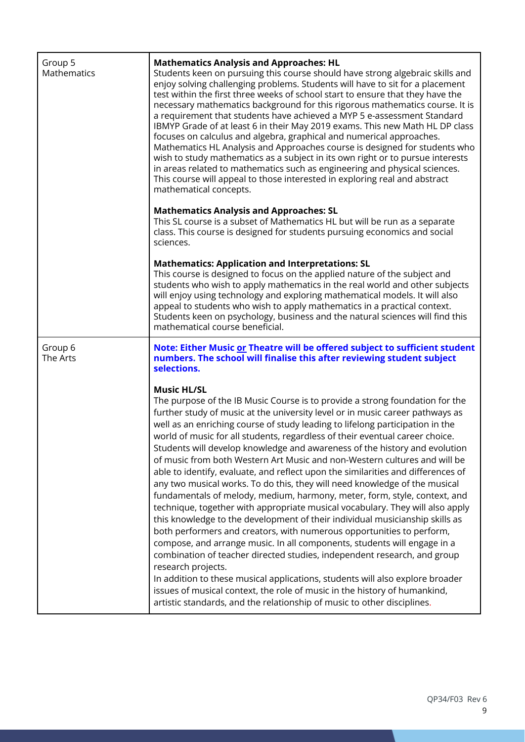| | |
|---|---|
| Group 5<br>Mathematics | **Mathematics Analysis and Approaches: HL**<br>Students keen on pursuing this course should have strong algebraic skills and enjoy solving challenging problems. Students will have to sit for a placement test within the first three weeks of school start to ensure that they have the necessary mathematics background for this rigorous mathematics course. It is a requirement that students have achieved a MYP 5 e-assessment Standard IBMYP Grade of at least 6 in their May 2019 exams. This new Math HL DP class focuses on calculus and algebra, graphical and numerical approaches. Mathematics HL Analysis and Approaches course is designed for students who wish to study mathematics as a subject in its own right or to pursue interests in areas related to mathematics such as engineering and physical sciences. This course will appeal to those interested in exploring real and abstract mathematical concepts.<br><br>**Mathematics Analysis and Approaches: SL**<br>This SL course is a subset of Mathematics HL but will be run as a separate class. This course is designed for students pursuing economics and social sciences.<br><br>**Mathematics: Application and Interpretations: SL**<br>This course is designed to focus on the applied nature of the subject and students who wish to apply mathematics in the real world and other subjects will enjoy using technology and exploring mathematical models. It will also appeal to students who wish to apply mathematics in a practical context. Students keen on psychology, business and the natural sciences will find this mathematical course beneficial. |
| Group 6<br>The Arts | **Note: Either Music or Theatre will be offered subject to sufficient student numbers. The school will finalise this after reviewing student subject selections.**<br><br>**Music HL/SL**<br>The purpose of the IB Music Course is to provide a strong foundation for the further study of music at the university level or in music career pathways as well as an enriching course of study leading to lifelong participation in the world of music for all students, regardless of their eventual career choice. Students will develop knowledge and awareness of the history and evolution of music from both Western Art Music and non-Western cultures and will be able to identify, evaluate, and reflect upon the similarities and differences of any two musical works. To do this, they will need knowledge of the musical fundamentals of melody, medium, harmony, meter, form, style, context, and technique, together with appropriate musical vocabulary. They will also apply this knowledge to the development of their individual musicianship skills as both performers and creators, with numerous opportunities to perform, compose, and arrange music. In all components, students will engage in a combination of teacher directed studies, independent research, and group research projects.<br>In addition to these musical applications, students will also explore broader issues of musical context, the role of music in the history of humankind, artistic standards, and the relationship of music to other disciplines. |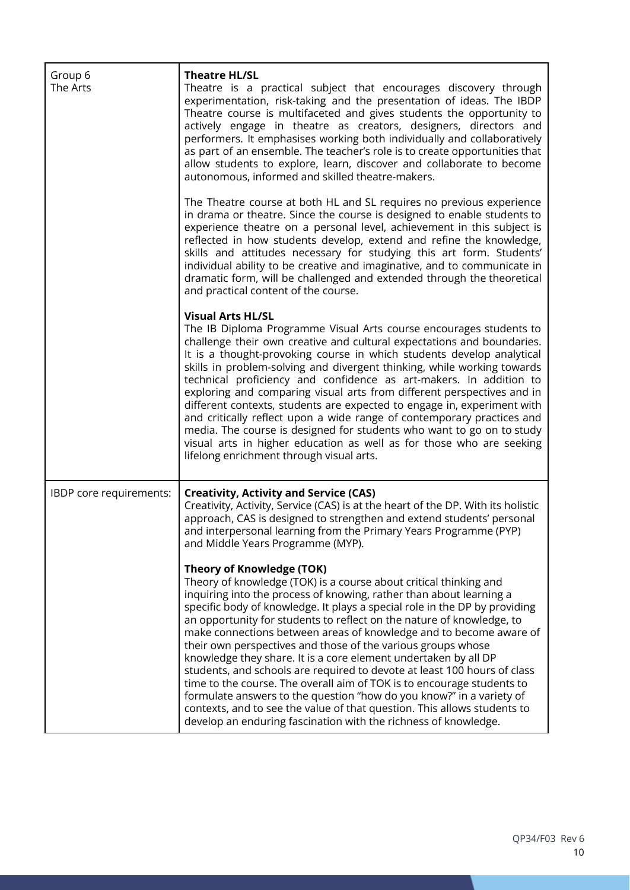| | |
|---|---|
| Group 6<br>The Arts | **Theatre HL/SL**<br>Theatre is a practical subject that encourages discovery through experimentation, risk-taking and the presentation of ideas. The IBDP Theatre course is multifaceted and gives students the opportunity to actively engage in theatre as creators, designers, directors and performers. It emphasises working both individually and collaboratively as part of an ensemble. The teacher's role is to create opportunities that allow students to explore, learn, discover and collaborate to become autonomous, informed and skilled theatre-makers.<br><br>The Theatre course at both HL and SL requires no previous experience in drama or theatre. Since the course is designed to enable students to experience theatre on a personal level, achievement in this subject is reflected in how students develop, extend and refine the knowledge, skills and attitudes necessary for studying this art form. Students' individual ability to be creative and imaginative, and to communicate in dramatic form, will be challenged and extended through the theoretical and practical content of the course.<br><br>**Visual Arts HL/SL**<br>The IB Diploma Programme Visual Arts course encourages students to challenge their own creative and cultural expectations and boundaries. It is a thought-provoking course in which students develop analytical skills in problem-solving and divergent thinking, while working towards technical proficiency and confidence as art-makers. In addition to exploring and comparing visual arts from different perspectives and in different contexts, students are expected to engage in, experiment with and critically reflect upon a wide range of contemporary practices and media. The course is designed for students who want to go on to study visual arts in higher education as well as for those who are seeking lifelong enrichment through visual arts. |
| IBDP core requirements: | **Creativity, Activity and Service (CAS)**<br>Creativity, Activity, Service (CAS) is at the heart of the DP. With its holistic approach, CAS is designed to strengthen and extend students' personal and interpersonal learning from the Primary Years Programme (PYP) and Middle Years Programme (MYP).<br><br>**Theory of Knowledge (TOK)**<br>Theory of knowledge (TOK) is a course about critical thinking and inquiring into the process of knowing, rather than about learning a specific body of knowledge. It plays a special role in the DP by providing an opportunity for students to reflect on the nature of knowledge, to make connections between areas of knowledge and to become aware of their own perspectives and those of the various groups whose knowledge they share. It is a core element undertaken by all DP students, and schools are required to devote at least 100 hours of class time to the course. The overall aim of TOK is to encourage students to formulate answers to the question "how do you know?" in a variety of contexts, and to see the value of that question. This allows students to develop an enduring fascination with the richness of knowledge. |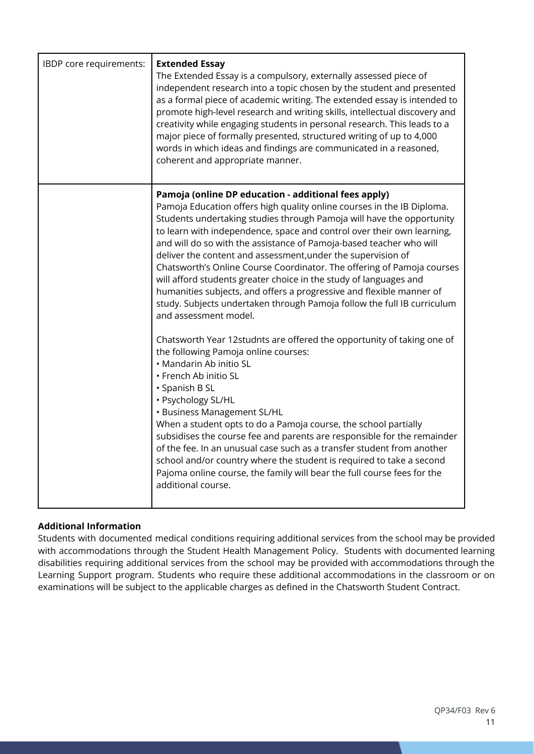| IBDP core requirements: | **Extended Essay**<br>The Extended Essay is a compulsory, externally assessed piece of independent research into a topic chosen by the student and presented as a formal piece of academic writing. The extended essay is intended to promote high-level research and writing skills, intellectual discovery and creativity while engaging students in personal research. This leads to a major piece of formally presented, structured writing of up to 4,000 words in which ideas and findings are communicated in a reasoned, coherent and appropriate manner. |
|---|---|
| | **Pamoja (online DP education - additional fees apply)**<br>Pamoja Education offers high quality online courses in the IB Diploma. Students undertaking studies through Pamoja will have the opportunity to learn with independence, space and control over their own learning, and will do so with the assistance of Pamoja-based teacher who will deliver the content and assessment,under the supervision of Chatsworth's Online Course Coordinator. The offering of Pamoja courses will afford students greater choice in the study of languages and humanities subjects, and offers a progressive and flexible manner of study. Subjects undertaken through Pamoja follow the full IB curriculum and assessment model.<br><br>Chatsworth Year 12studnts are offered the opportunity of taking one of the following Pamoja online courses:<br>• Mandarin Ab initio SL<br>• French Ab initio SL<br>• Spanish B SL<br>• Psychology SL/HL<br>• Business Management SL/HL<br>When a student opts to do a Pamoja course, the school partially subsidises the course fee and parents are responsible for the remainder of the fee. In an unusual case such as a transfer student from another school and/or country where the student is required to take a second Pajoma online course, the family will bear the full course fees for the additional course. |

**Additional Information**

Students with documented medical conditions requiring additional services from the school may be provided with accommodations through the Student Health Management Policy. Students with documented learning disabilities requiring additional services from the school may be provided with accommodations through the Learning Support program. Students who require these additional accommodations in the classroom or on examinations will be subject to the applicable charges as defined in the Chatsworth Student Contract.

QP34/F03 Rev 6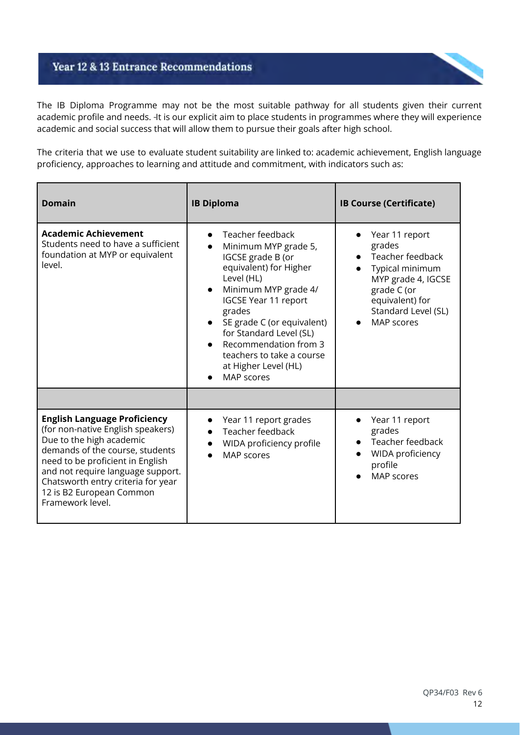## Year 12 & 13 Entrance Recommendations

The IB Diploma Programme may not be the most suitable pathway for all students given their current academic profile and needs. -It is our explicit aim to place students in programmes where they will experience academic and social success that will allow them to pursue their goals after high school.

The criteria that we use to evaluate student suitability are linked to: academic achievement, English language proficiency, approaches to learning and attitude and commitment, with indicators such as:

| Domain | IB Diploma | IB Course (Certificate) |
|---|---|---|
| **Academic Achievement**<br>Students need to have a sufficient foundation at MYP or equivalent level. | ● Teacher feedback<br>● Minimum MYP grade 5, IGCSE grade B (or equivalent) for Higher Level (HL)<br>● Minimum MYP grade 4/ IGCSE Year 11 report grades<br>● SE grade C (or equivalent) for Standard Level (SL)<br>● Recommendation from 3 teachers to take a course at Higher Level (HL)<br>● MAP scores | ● Year 11 report grades<br>● Teacher feedback<br>● Typical minimum MYP grade 4, IGCSE grade C (or equivalent) for Standard Level (SL)<br>● MAP scores |
| | | |
| **English Language Proficiency** (for non-native English speakers)<br>Due to the high academic demands of the course, students need to be proficient in English and not require language support. Chatsworth entry criteria for year 12 is B2 European Common Framework level. | ● Year 11 report grades<br>● Teacher feedback<br>● WIDA proficiency profile<br>● MAP scores | ● Year 11 report grades<br>● Teacher feedback<br>● WIDA proficiency profile<br>● MAP scores |

QP34/F03 Rev 6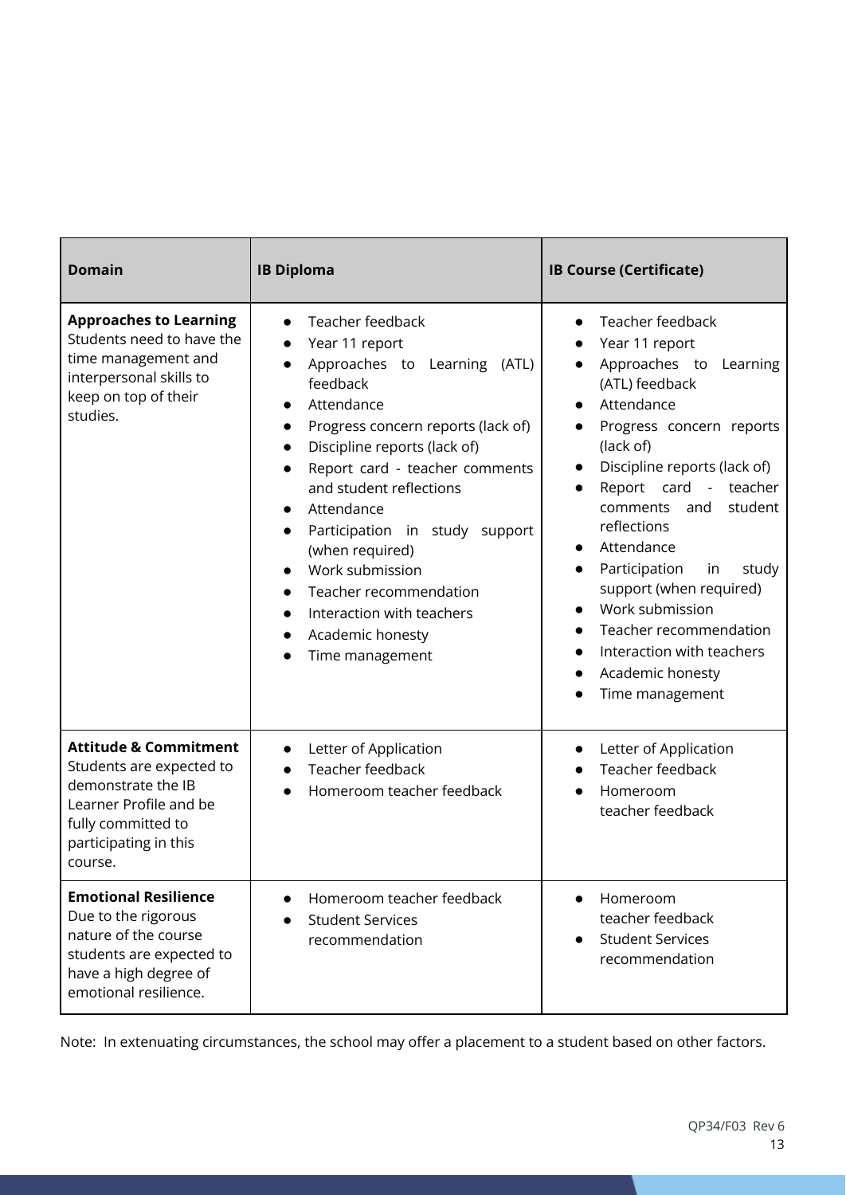| Domain | IB Diploma | IB Course (Certificate) |
|---|---|---|
| **Approaches to Learning** Students need to have the time management and interpersonal skills to keep on top of their studies. | • Teacher feedback<br>• Year 11 report<br>• Approaches to Learning (ATL) feedback<br>• Attendance<br>• Progress concern reports (lack of)<br>• Discipline reports (lack of)<br>• Report card - teacher comments and student reflections<br>• Attendance<br>• Participation in study support (when required)<br>• Work submission<br>• Teacher recommendation<br>• Interaction with teachers<br>• Academic honesty<br>• Time management | • Teacher feedback<br>• Year 11 report<br>• Approaches to Learning (ATL) feedback<br>• Attendance<br>• Progress concern reports (lack of)<br>• Discipline reports (lack of)<br>• Report card - teacher comments and student reflections<br>• Attendance<br>• Participation in study support (when required)<br>• Work submission<br>• Teacher recommendation<br>• Interaction with teachers<br>• Academic honesty<br>• Time management |
| **Attitude & Commitment** Students are expected to demonstrate the IB Learner Profile and be fully committed to participating in this course. | • Letter of Application<br>• Teacher feedback<br>• Homeroom teacher feedback | • Letter of Application<br>• Teacher feedback<br>• Homeroom teacher feedback |
| **Emotional Resilience** Due to the rigorous nature of the course students are expected to have a high degree of emotional resilience. | • Homeroom teacher feedback<br>• Student Services recommendation | • Homeroom teacher feedback<br>• Student Services recommendation |

Note: In extenuating circumstances, the school may offer a placement to a student based on other factors.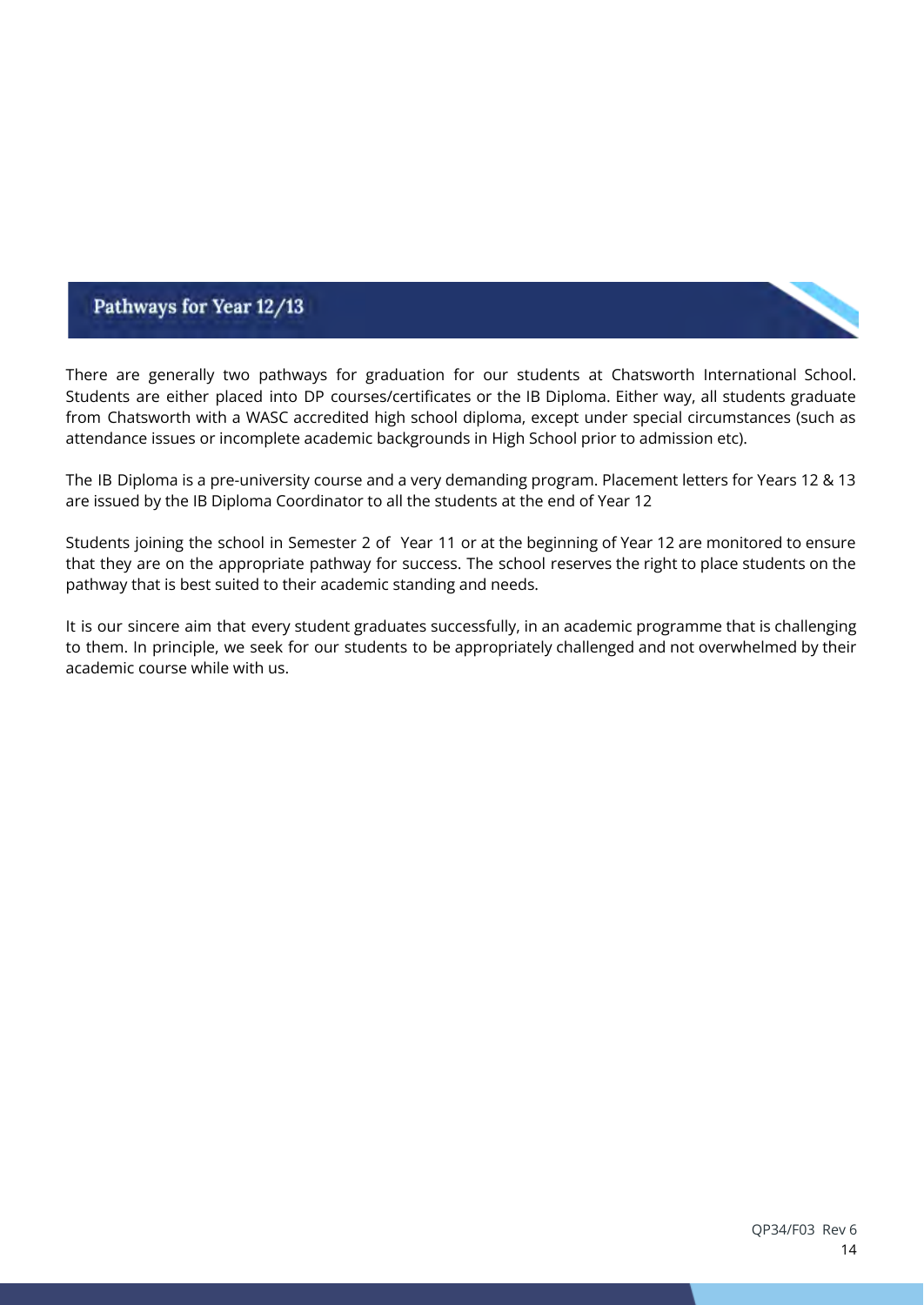## Pathways for Year 12/13

There are generally two pathways for graduation for our students at Chatsworth International School. Students are either placed into DP courses/certificates or the IB Diploma. Either way, all students graduate from Chatsworth with a WASC accredited high school diploma, except under special circumstances (such as attendance issues or incomplete academic backgrounds in High School prior to admission etc).

The IB Diploma is a pre-university course and a very demanding program. Placement letters for Years 12 & 13 are issued by the IB Diploma Coordinator to all the students at the end of Year 12

Students joining the school in Semester 2 of Year 11 or at the beginning of Year 12 are monitored to ensure that they are on the appropriate pathway for success. The school reserves the right to place students on the pathway that is best suited to their academic standing and needs.

It is our sincere aim that every student graduates successfully, in an academic programme that is challenging to them. In principle, we seek for our students to be appropriately challenged and not overwhelmed by their academic course while with us.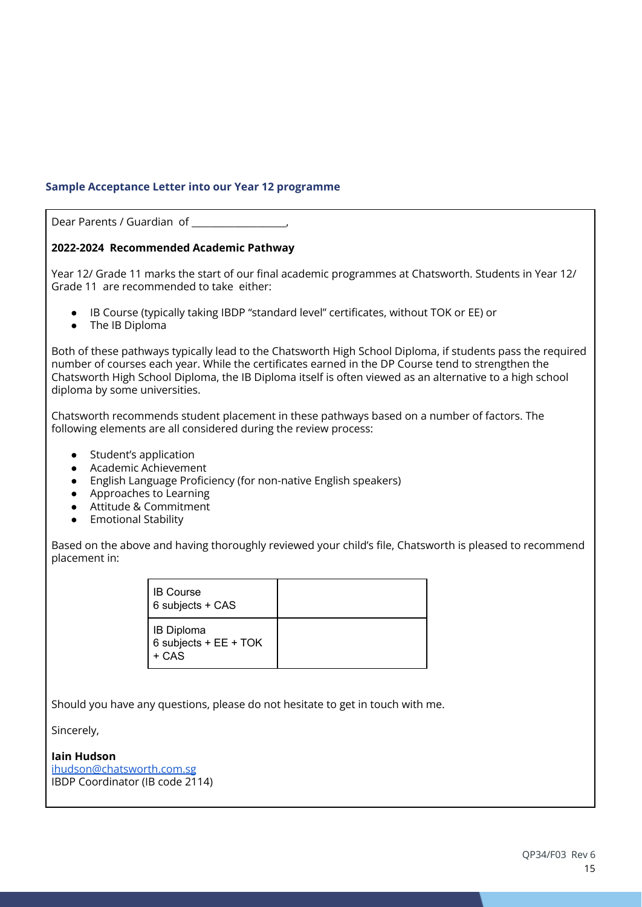### Sample Acceptance Letter into our Year 12 programme

Dear Parents / Guardian of ___________________,

**2022-2024 Recommended Academic Pathway**

Year 12/ Grade 11 marks the start of our final academic programmes at Chatsworth. Students in Year 12/ Grade 11 are recommended to take either:

- IB Course (typically taking IBDP "standard level" certificates, without TOK or EE) or
- The IB Diploma

Both of these pathways typically lead to the Chatsworth High School Diploma, if students pass the required number of courses each year. While the certificates earned in the DP Course tend to strengthen the Chatsworth High School Diploma, the IB Diploma itself is often viewed as an alternative to a high school diploma by some universities.

Chatsworth recommends student placement in these pathways based on a number of factors. The following elements are all considered during the review process:

- Student's application
- Academic Achievement
- English Language Proficiency (for non-native English speakers)
- Approaches to Learning
- Attitude & Commitment
- Emotional Stability

Based on the above and having thoroughly reviewed your child's file, Chatsworth is pleased to recommend placement in:

| | |
|---|---|
| IB Course<br>6 subjects + CAS | |
| IB Diploma<br>6 subjects + EE + TOK + CAS | |

Should you have any questions, please do not hesitate to get in touch with me.

Sincerely,

**Iain Hudson**
ihudson@chatsworth.com.sg
IBDP Coordinator (IB code 2114)

QP34/F03 Rev 6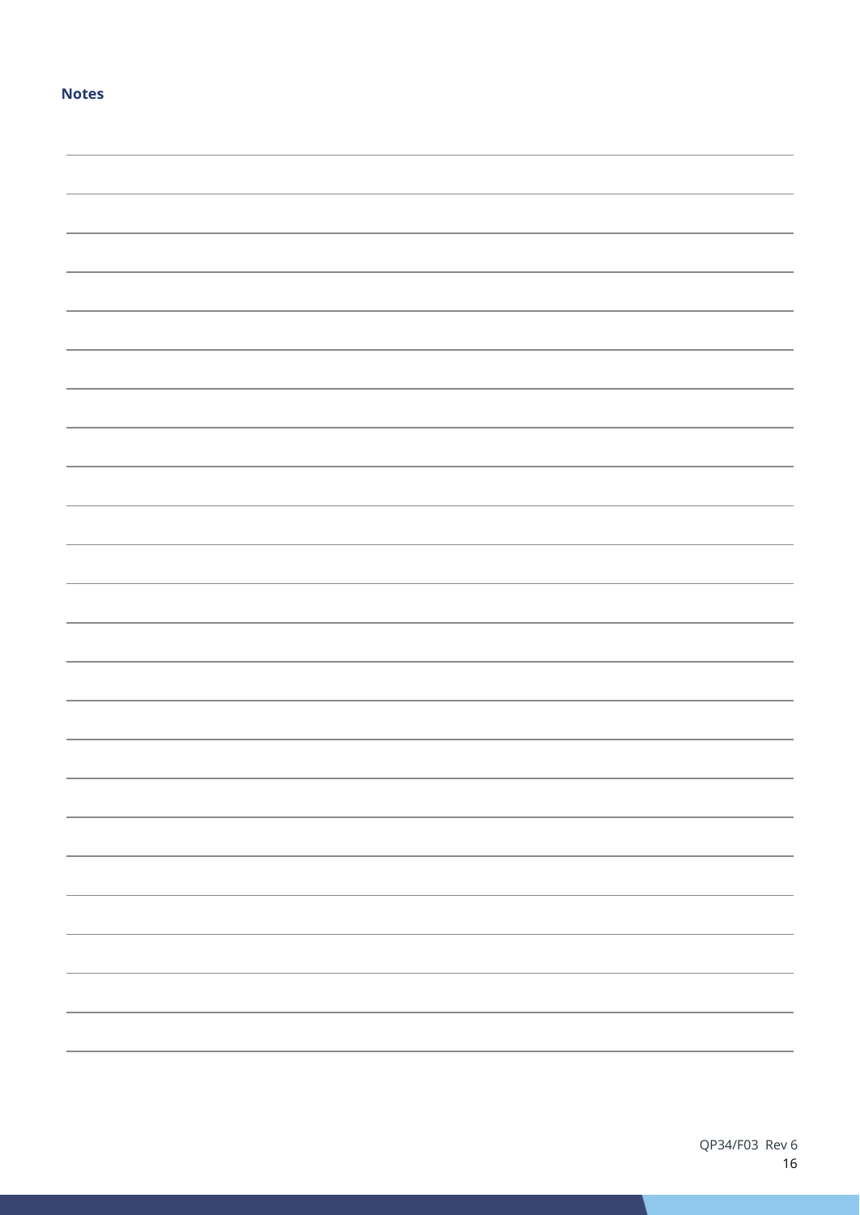**Notes**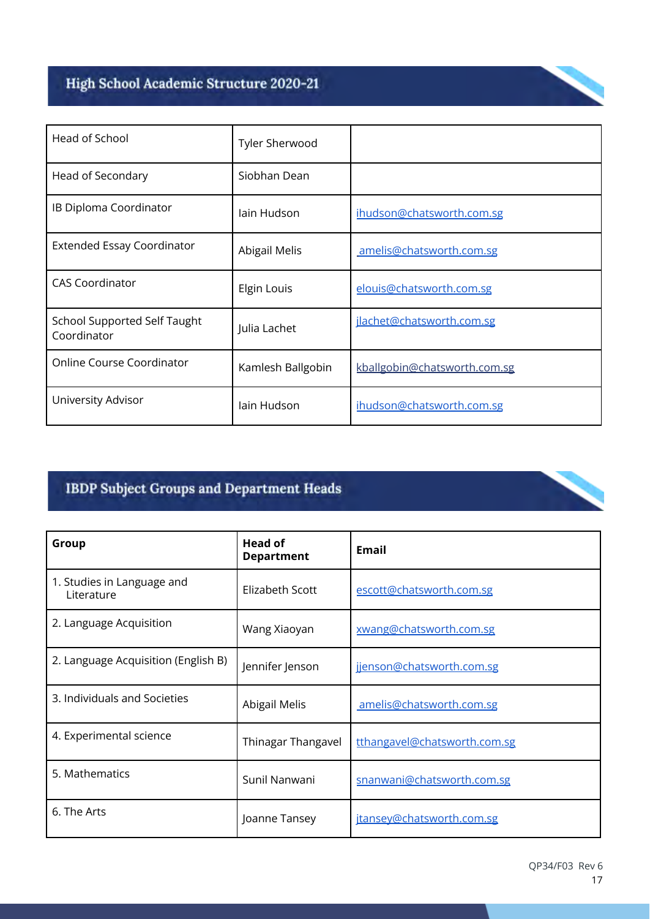## High School Academic Structure 2020-21

| | | |
|---|---|---|
| Head of School | Tyler Sherwood | |
| Head of Secondary | Siobhan Dean | |
| IB Diploma Coordinator | Iain Hudson | ihudson@chatsworth.com.sg |
| Extended Essay Coordinator | Abigail Melis | amelis@chatsworth.com.sg |
| CAS Coordinator | Elgin Louis | elouis@chatsworth.com.sg |
| School Supported Self Taught Coordinator | Julia Lachet | jlachet@chatsworth.com.sg |
| Online Course Coordinator | Kamlesh Ballgobin | kballgobin@chatsworth.com.sg |
| University Advisor | Iain Hudson | ihudson@chatsworth.com.sg |

## IBDP Subject Groups and Department Heads

| **Group** | **Head of Department** | **Email** |
|---|---|---|
| 1. Studies in Language and Literature | Elizabeth Scott | escott@chatsworth.com.sg |
| 2. Language Acquisition | Wang Xiaoyan | xwang@chatsworth.com.sg |
| 2. Language Acquisition (English B) | Jennifer Jenson | jjenson@chatsworth.com.sg |
| 3. Individuals and Societies | Abigail Melis | amelis@chatsworth.com.sg |
| 4. Experimental science | Thinagar Thangavel | tthangavel@chatsworth.com.sg |
| 5. Mathematics | Sunil Nanwani | snanwani@chatsworth.com.sg |
| 6. The Arts | Joanne Tansey | jtansey@chatsworth.com.sg |

QP34/F03 Rev 6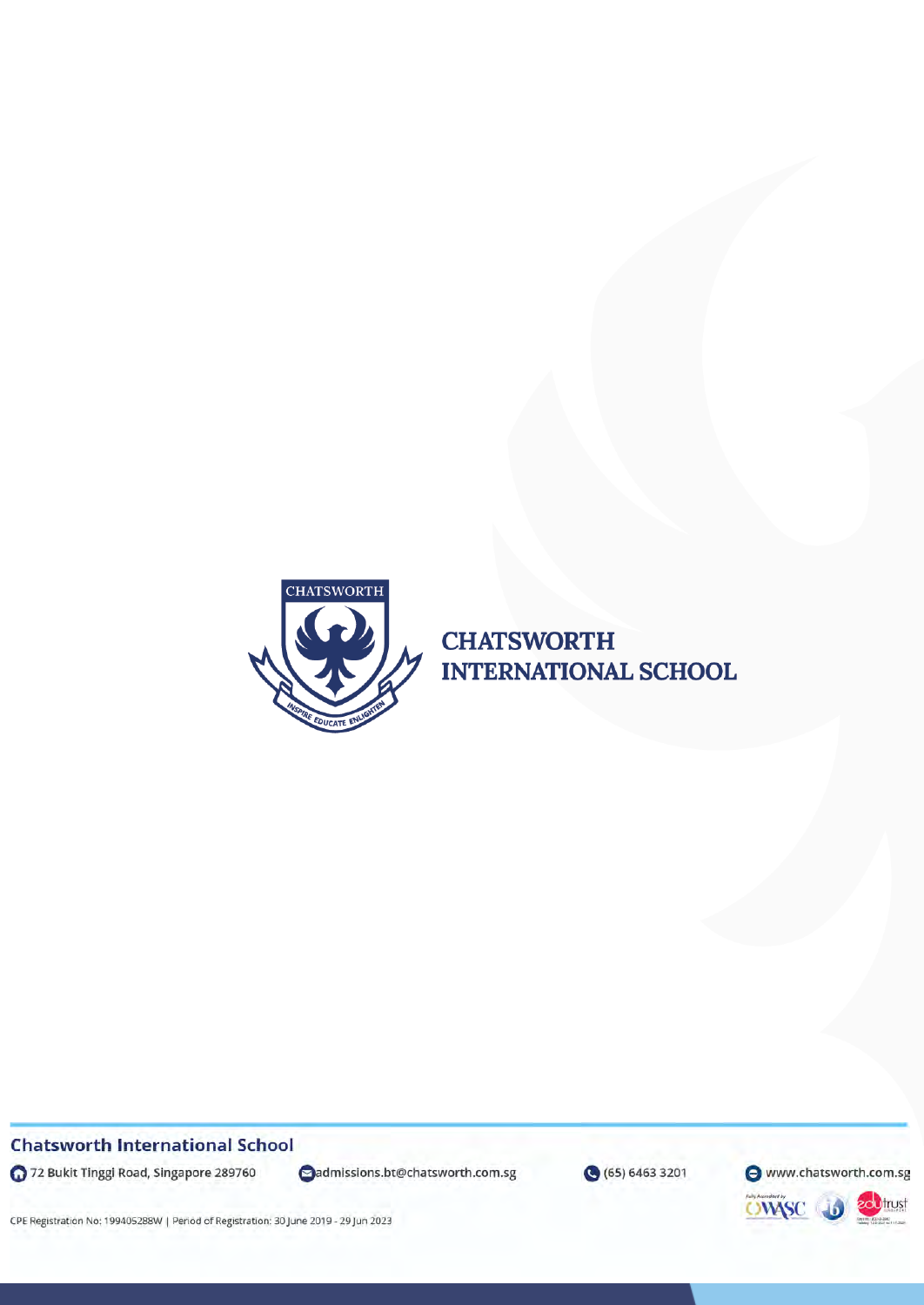CHATSWORTH

INSPIRE EDUCATE ENLIGHTEN

CHATSWORTH INTERNATIONAL SCHOOL

**Chatsworth International School**

72 Bukit Tinggi Road, Singapore 289760

admissions.bt@chatsworth.com.sg

(65) 6463 3201

www.chatsworth.com.sg

CPE Registration No: 199405288W | Period of Registration: 30 June 2019 - 29 Jun 2023